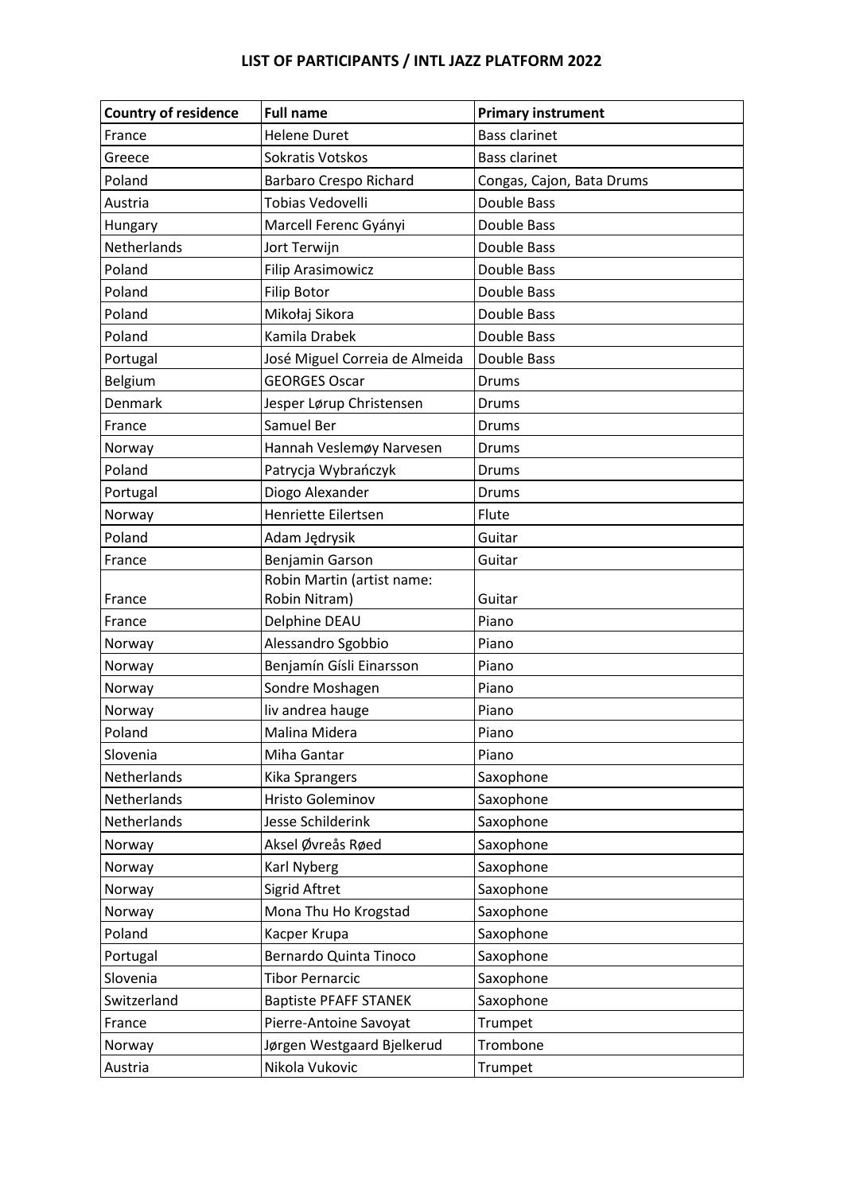# LIST OF PARTICIPANTS / INTL JAZZ PLATFORM 2022

| Country of residence | Full name | Primary instrument |
|---|---|---|
| France | Helene Duret | Bass clarinet |
| Greece | Sokratis Votskos | Bass clarinet |
| Poland | Barbaro Crespo Richard | Congas, Cajon, Bata Drums |
| Austria | Tobias Vedovelli | Double Bass |
| Hungary | Marcell Ferenc Gyányi | Double Bass |
| Netherlands | Jort Terwijn | Double Bass |
| Poland | Filip Arasimowicz | Double Bass |
| Poland | Filip Botor | Double Bass |
| Poland | Mikołaj Sikora | Double Bass |
| Poland | Kamila Drabek | Double Bass |
| Portugal | José Miguel Correia de Almeida | Double Bass |
| Belgium | GEORGES Oscar | Drums |
| Denmark | Jesper Lørup Christensen | Drums |
| France | Samuel Ber | Drums |
| Norway | Hannah Veslemøy Narvesen | Drums |
| Poland | Patrycja Wybrańczyk | Drums |
| Portugal | Diogo Alexander | Drums |
| Norway | Henriette Eilertsen | Flute |
| Poland | Adam Jędrysik | Guitar |
| France | Benjamin Garson | Guitar |
| France | Robin Martin (artist name: Robin Nitram) | Guitar |
| France | Delphine DEAU | Piano |
| Norway | Alessandro Sgobbio | Piano |
| Norway | Benjamín Gísli Einarsson | Piano |
| Norway | Sondre Moshagen | Piano |
| Norway | liv andrea hauge | Piano |
| Poland | Malina Midera | Piano |
| Slovenia | Miha Gantar | Piano |
| Netherlands | Kika Sprangers | Saxophone |
| Netherlands | Hristo Goleminov | Saxophone |
| Netherlands | Jesse Schilderink | Saxophone |
| Norway | Aksel Øvreås Røed | Saxophone |
| Norway | Karl Nyberg | Saxophone |
| Norway | Sigrid Aftret | Saxophone |
| Norway | Mona Thu Ho Krogstad | Saxophone |
| Poland | Kacper Krupa | Saxophone |
| Portugal | Bernardo Quinta Tinoco | Saxophone |
| Slovenia | Tibor Pernarcic | Saxophone |
| Switzerland | Baptiste PFAFF STANEK | Saxophone |
| France | Pierre-Antoine Savoyat | Trumpet |
| Norway | Jørgen Westgaard Bjelkerud | Trombone |
| Austria | Nikola Vukovic | Trumpet |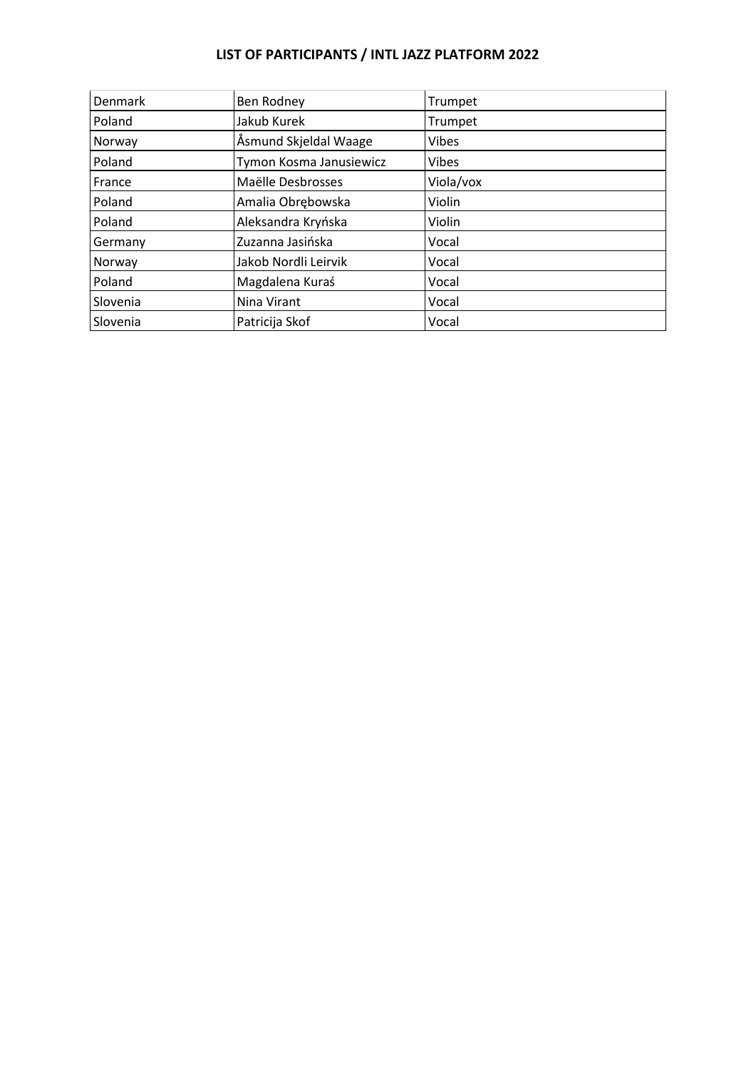**LIST OF PARTICIPANTS / INTL JAZZ PLATFORM 2022**

| | | |
|---|---|---|
| Denmark | Ben Rodney | Trumpet |
| Poland | Jakub Kurek | Trumpet |
| Norway | Åsmund Skjeldal Waage | Vibes |
| Poland | Tymon Kosma Janusiewicz | Vibes |
| France | Maëlle Desbrosses | Viola/vox |
| Poland | Amalia Obrębowska | Violin |
| Poland | Aleksandra Kryńska | Violin |
| Germany | Zuzanna Jasińska | Vocal |
| Norway | Jakob Nordli Leirvik | Vocal |
| Poland | Magdalena Kuraś | Vocal |
| Slovenia | Nina Virant | Vocal |
| Slovenia | Patricija Skof | Vocal |